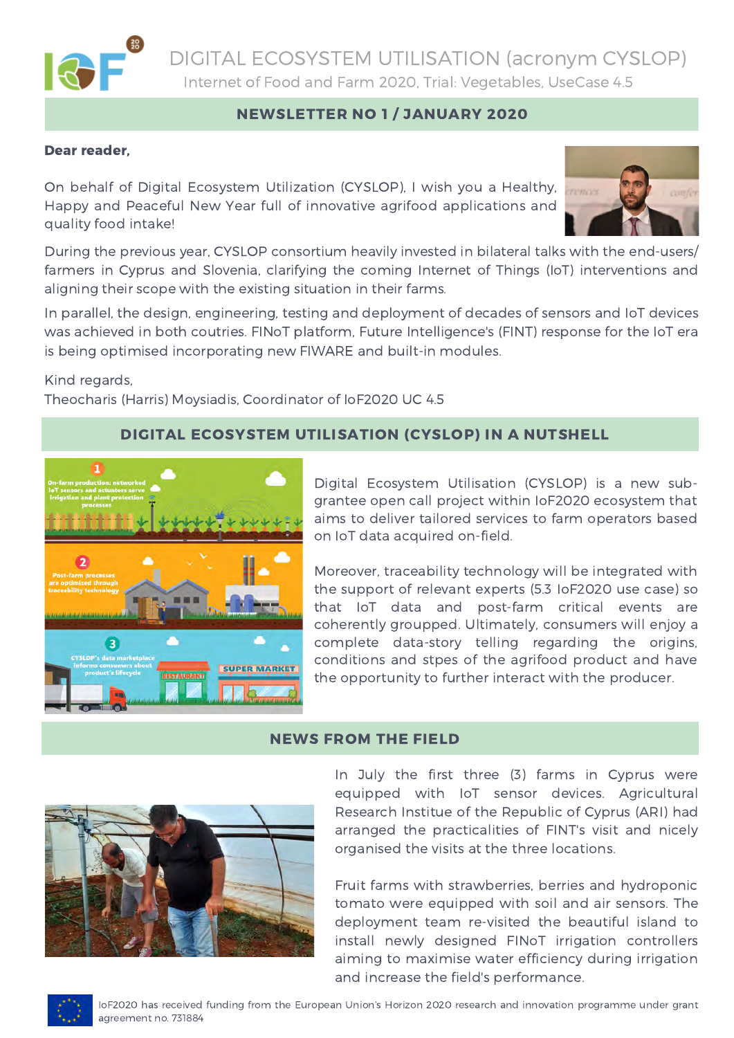# DIGITAL ECOSYSTEM UTILISATION (acronym CYSLOP)

Internet of Food and Farm 2020, Trial: Vegetables, UseCase 4.5

## NEWSLETTER NO 1 / JANUARY 2020

**Dear reader,**

On behalf of Digital Ecosystem Utilization (CYSLOP), I wish you a Healthy, Happy and Peaceful New Year full of innovative agrifood applications and quality food intake!

During the previous year, CYSLOP consortium heavily invested in bilateral talks with the end-users/ farmers in Cyprus and Slovenia, clarifying the coming Internet of Things (IoT) interventions and aligning their scope with the existing situation in their farms.

In parallel, the design, engineering, testing and deployment of decades of sensors and IoT devices was achieved in both coutries. FINoT platform, Future Intelligence's (FINT) response for the IoT era is being optimised incorporating new FIWARE and built-in modules.

Kind regards,
Theocharis (Harris) Moysiadis, Coordinator of IoF2020 UC 4.5

## DIGITAL ECOSYSTEM UTILISATION (CYSLOP) IN A NUTSHELL

Digital Ecosystem Utilisation (CYSLOP) is a new sub-grantee open call project within IoF2020 ecosystem that aims to deliver tailored services to farm operators based on IoT data acquired on-field.

Moreover, traceability technology will be integrated with the support of relevant experts (5.3 IoF2020 use case) so that IoT data and post-farm critical events are coherently groupped. Ultimately, consumers will enjoy a complete data-story telling regarding the origins, conditions and stpes of the agrifood product and have the opportunity to further interact with the producer.

## NEWS FROM THE FIELD

In July the first three (3) farms in Cyprus were equipped with IoT sensor devices. Agricultural Research Institue of the Republic of Cyprus (ARI) had arranged the practicalities of FINT's visit and nicely organised the visits at the three locations.

Fruit farms with strawberries, berries and hydroponic tomato were equipped with soil and air sensors. The deployment team re-visited the beautiful island to install newly designed FINoT irrigation controllers aiming to maximise water efficiency during irrigation and increase the field's performance.

IoF2020 has received funding from the European Union's Horizon 2020 research and innovation programme under grant agreement no. 731884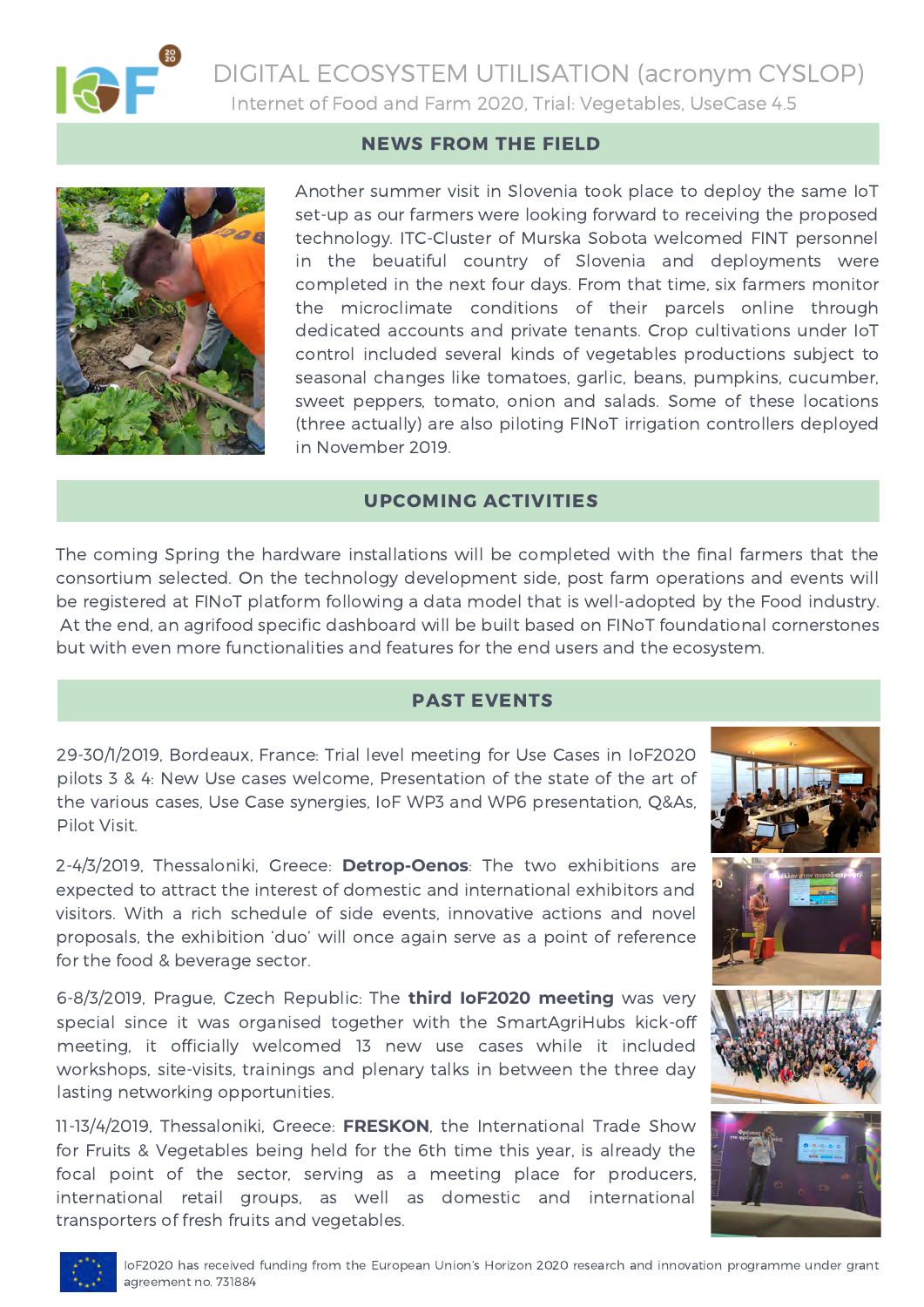# DIGITAL ECOSYSTEM UTILISATION (acronym CYSLOP)

Internet of Food and Farm 2020, Trial: Vegetables, UseCase 4.5

## NEWS FROM THE FIELD

Another summer visit in Slovenia took place to deploy the same IoT set-up as our farmers were looking forward to receiving the proposed technology. ITC-Cluster of Murska Sobota welcomed FINT personnel in the beuatiful country of Slovenia and deployments were completed in the next four days. From that time, six farmers monitor the microclimate conditions of their parcels online through dedicated accounts and private tenants. Crop cultivations under IoT control included several kinds of vegetables productions subject to seasonal changes like tomatoes, garlic, beans, pumpkins, cucumber, sweet peppers, tomato, onion and salads. Some of these locations (three actually) are also piloting FINoT irrigation controllers deployed in November 2019.

## UPCOMING ACTIVITIES

The coming Spring the hardware installations will be completed with the final farmers that the consortium selected. On the technology development side, post farm operations and events will be registered at FINoT platform following a data model that is well-adopted by the Food industry. At the end, an agrifood specific dashboard will be built based on FINoT foundational cornerstones but with even more functionalities and features for the end users and the ecosystem.

## PAST EVENTS

29-30/1/2019, Bordeaux, France: Trial level meeting for Use Cases in IoF2020 pilots 3 & 4: New Use cases welcome, Presentation of the state of the art of the various cases, Use Case synergies, IoF WP3 and WP6 presentation, Q&As, Pilot Visit.

2-4/3/2019, Thessaloniki, Greece: **Detrop-Oenos**: The two exhibitions are expected to attract the interest of domestic and international exhibitors and visitors. With a rich schedule of side events, innovative actions and novel proposals, the exhibition 'duo' will once again serve as a point of reference for the food & beverage sector.

6-8/3/2019, Prague, Czech Republic: The **third IoF2020 meeting** was very special since it was organised together with the SmartAgriHubs kick-off meeting, it officially welcomed 13 new use cases while it included workshops, site-visits, trainings and plenary talks in between the three day lasting networking opportunities.

11-13/4/2019, Thessaloniki, Greece: **FRESKON**, the International Trade Show for Fruits & Vegetables being held for the 6th time this year, is already the focal point of the sector, serving as a meeting place for producers, international retail groups, as well as domestic and international transporters of fresh fruits and vegetables.

IoF2020 has received funding from the European Union's Horizon 2020 research and innovation programme under grant agreement no. 731884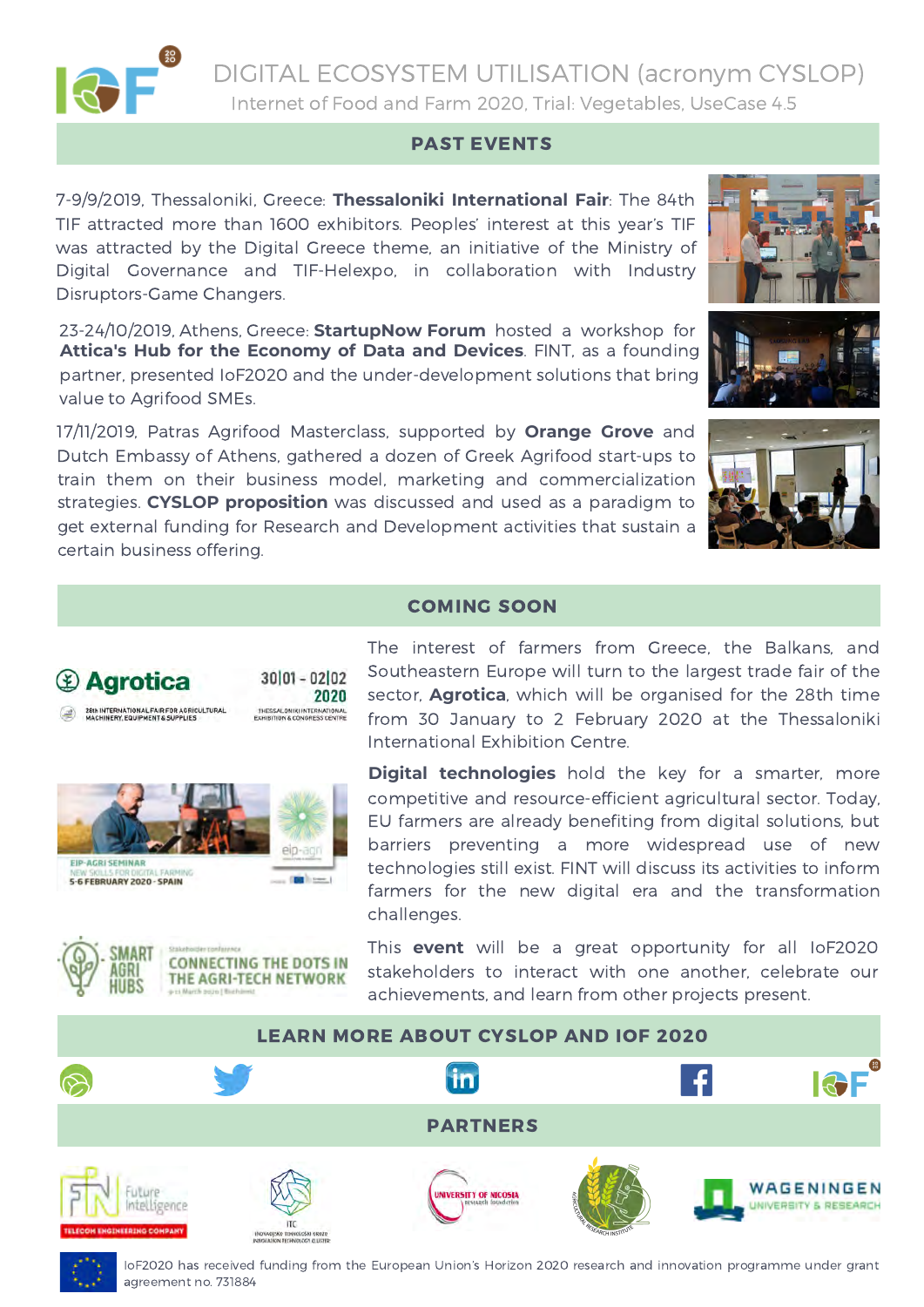# DIGITAL ECOSYSTEM UTILISATION (acronym CYSLOP)

Internet of Food and Farm 2020, Trial: Vegetables, UseCase 4.5

## PAST EVENTS

7-9/9/2019, Thessaloniki, Greece: **Thessaloniki International Fair**: The 84th TIF attracted more than 1600 exhibitors. Peoples' interest at this year's TIF was attracted by the Digital Greece theme, an initiative of the Ministry of Digital Governance and TIF-Helexpo, in collaboration with Industry Disruptors-Game Changers.

23-24/10/2019, Athens, Greece: **StartupNow Forum** hosted a workshop for **Attica's Hub for the Economy of Data and Devices**. FINT, as a founding partner, presented IoF2020 and the under-development solutions that bring value to Agrifood SMEs.

17/11/2019, Patras Agrifood Masterclass, supported by **Orange Grove** and Dutch Embassy of Athens, gathered a dozen of Greek Agrifood start-ups to train them on their business model, marketing and commercialization strategies. **CYSLOP proposition** was discussed and used as a paradigm to get external funding for Research and Development activities that sustain a certain business offering.

## COMING SOON

Agrotica 30|01 - 02|02 2020

28th INTERNATIONAL FAIR FOR AGRICULTURAL MACHINERY, EQUIPMENT & SUPPLIES

THESSALONIKI INTERNATIONAL EXHIBITION & CONGRESS CENTRE

The interest of farmers from Greece, the Balkans, and Southeastern Europe will turn to the largest trade fair of the sector, **Agrotica**, which will be organised for the 28th time from 30 January to 2 February 2020 at the Thessaloniki International Exhibition Centre.

EIP-AGRI SEMINAR

NEW SKILLS FOR DIGITAL FARMING

5-6 FEBRUARY 2020 - SPAIN

**Digital technologies** hold the key for a smarter, more competitive and resource-efficient agricultural sector. Today, EU farmers are already benefiting from digital solutions, but barriers preventing a more widespread use of new technologies still exist. FINT will discuss its activities to inform farmers for the new digital era and the transformation challenges.

SMART AGRI HUBS

Stakeholder conference

CONNECTING THE DOTS IN THE AGRI-TECH NETWORK

This **event** will be a great opportunity for all IoF2020 stakeholders to interact with one another, celebrate our achievements, and learn from other projects present.

## LEARN MORE ABOUT CYSLOP AND IOF 2020

## PARTNERS

Future Intelligence – TELECOM ENGINEERING COMPANY

ITC – Innovation Technology Cluster

University of Nicosia Research Foundation

Agricultural Research Institute

Wageningen University & Research

IoF2020 has received funding from the European Union's Horizon 2020 research and innovation programme under grant agreement no. 731884